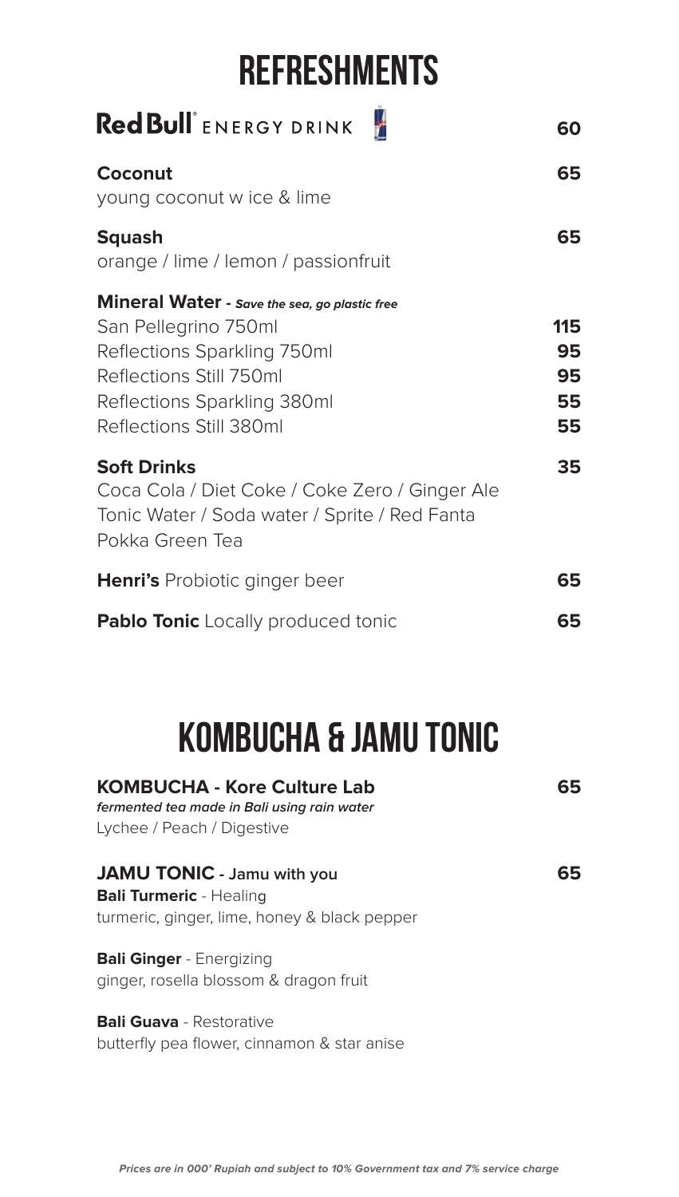# REFRESHMENTS

**Red Bull® ENERGY DRINK** **60**

**Coconut** **65**
young coconut w ice & lime

**Squash** **65**
orange / lime / lemon / passionfruit

**Mineral Water** - ***Save the sea, go plastic free***

| | |
|---|---|
| San Pellegrino 750ml | **115** |
| Reflections Sparkling 750ml | **95** |
| Reflections Still 750ml | **95** |
| Reflections Sparkling 380ml | **55** |
| Reflections Still 380ml | **55** |

**Soft Drinks** **35**
Coca Cola / Diet Coke / Coke Zero / Ginger Ale
Tonic Water / Soda water / Sprite / Red Fanta
Pokka Green Tea

**Henri's** Probiotic ginger beer **65**

**Pablo Tonic** Locally produced tonic **65**

# KOMBUCHA & JAMU TONIC

**KOMBUCHA - Kore Culture Lab** **65**
***fermented tea made in Bali using rain water***
Lychee / Peach / Digestive

**JAMU TONIC - Jamu with you** **65**

**Bali Turmeric** - Healing
turmeric, ginger, lime, honey & black pepper

**Bali Ginger** - Energizing
ginger, rosella blossom & dragon fruit

**Bali Guava** - Restorative
butterfly pea flower, cinnamon & star anise

***Prices are in 000' Rupiah and subject to 10% Government tax and 7% service charge***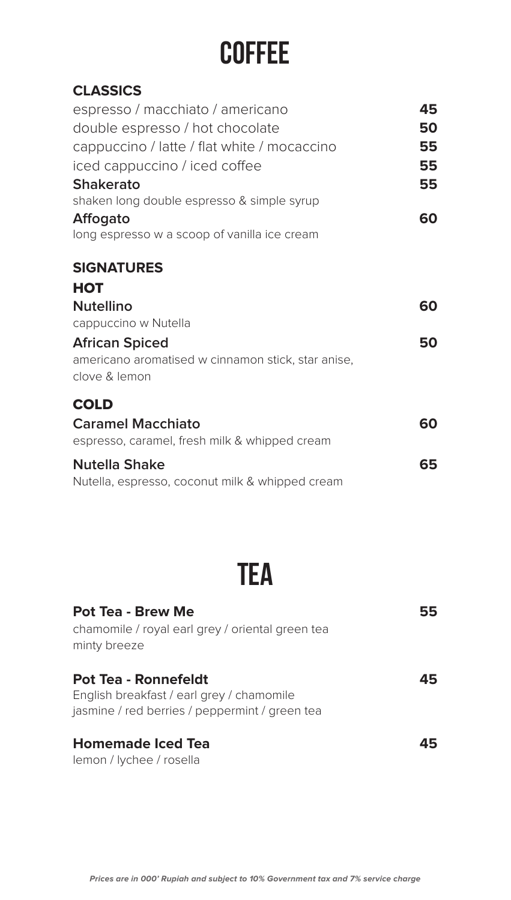# COFFEE

## CLASSICS

| Item | Price |
|---|---|
| espresso / macchiato / americano | **45** |
| double espresso / hot chocolate | **50** |
| cappuccino / latte / flat white / mocaccino | **55** |
| iced cappuccino / iced coffee | **55** |
| **Shakerato**<br>shaken long double espresso & simple syrup | **55** |
| **Affogato**<br>long espresso w a scoop of vanilla ice cream | **60** |

## SIGNATURES

### HOT

**Nutellino** — **60**
cappuccino w Nutella

**African Spiced** — **50**
americano aromatised w cinnamon stick, star anise, clove & lemon

### COLD

**Caramel Macchiato** — **60**
espresso, caramel, fresh milk & whipped cream

**Nutella Shake** — **65**
Nutella, espresso, coconut milk & whipped cream

# TEA

**Pot Tea - Brew Me** — **55**
chamomile / royal earl grey / oriental green tea
minty breeze

**Pot Tea - Ronnefeldt** — **45**
English breakfast / earl grey / chamomile
jasmine / red berries / peppermint / green tea

**Homemade Iced Tea** — **45**
lemon / lychee / rosella

***Prices are in 000' Rupiah and subject to 10% Government tax and 7% service charge***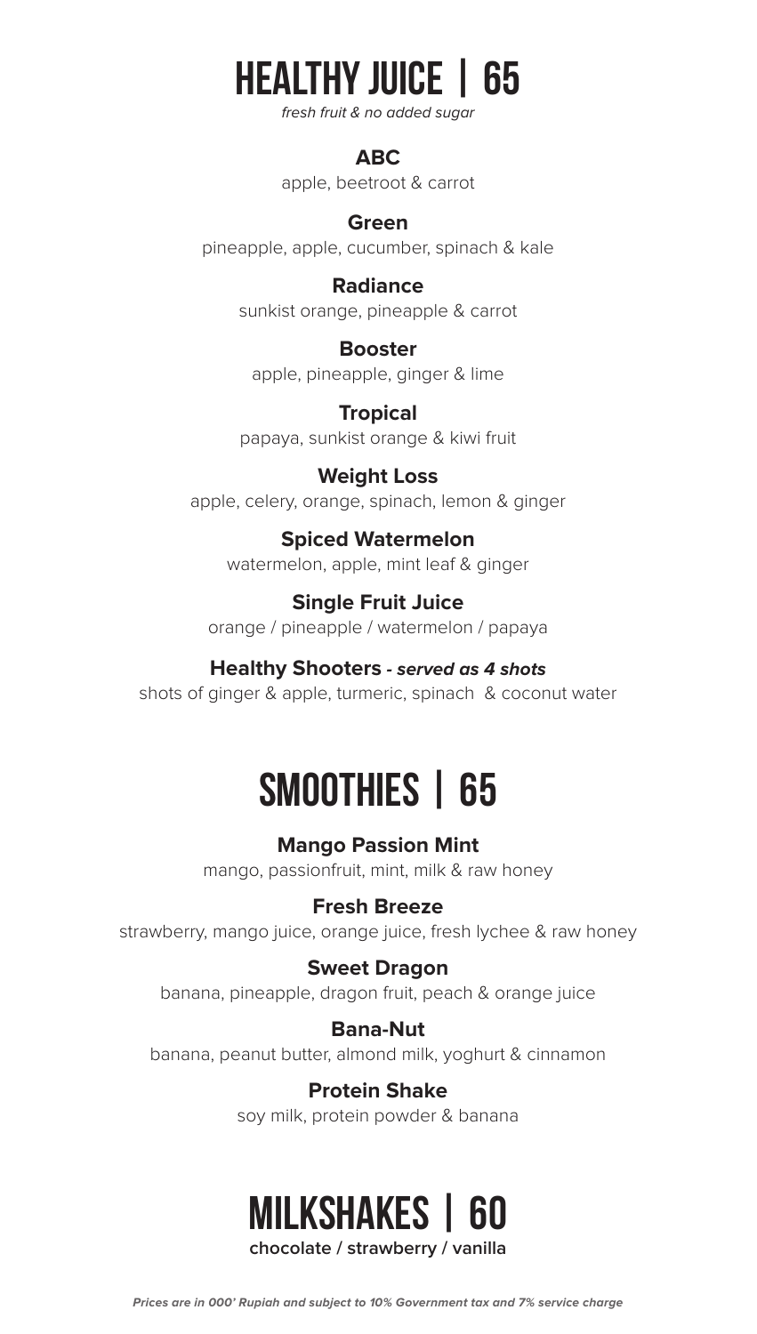# HEALTHY JUICE | 65

*fresh fruit & no added sugar*

**ABC**
apple, beetroot & carrot

**Green**
pineapple, apple, cucumber, spinach & kale

**Radiance**
sunkist orange, pineapple & carrot

**Booster**
apple, pineapple, ginger & lime

**Tropical**
papaya, sunkist orange & kiwi fruit

**Weight Loss**
apple, celery, orange, spinach, lemon & ginger

**Spiced Watermelon**
watermelon, apple, mint leaf & ginger

**Single Fruit Juice**
orange / pineapple / watermelon / papaya

**Healthy Shooters** ***- served as 4 shots***
shots of ginger & apple, turmeric, spinach & coconut water

# SMOOTHIES | 65

**Mango Passion Mint**
mango, passionfruit, mint, milk & raw honey

**Fresh Breeze**
strawberry, mango juice, orange juice, fresh lychee & raw honey

**Sweet Dragon**
banana, pineapple, dragon fruit, peach & orange juice

**Bana-Nut**
banana, peanut butter, almond milk, yoghurt & cinnamon

**Protein Shake**
soy milk, protein powder & banana

# MILKSHAKES | 60

**chocolate / strawberry / vanilla**

***Prices are in 000' Rupiah and subject to 10% Government tax and 7% service charge***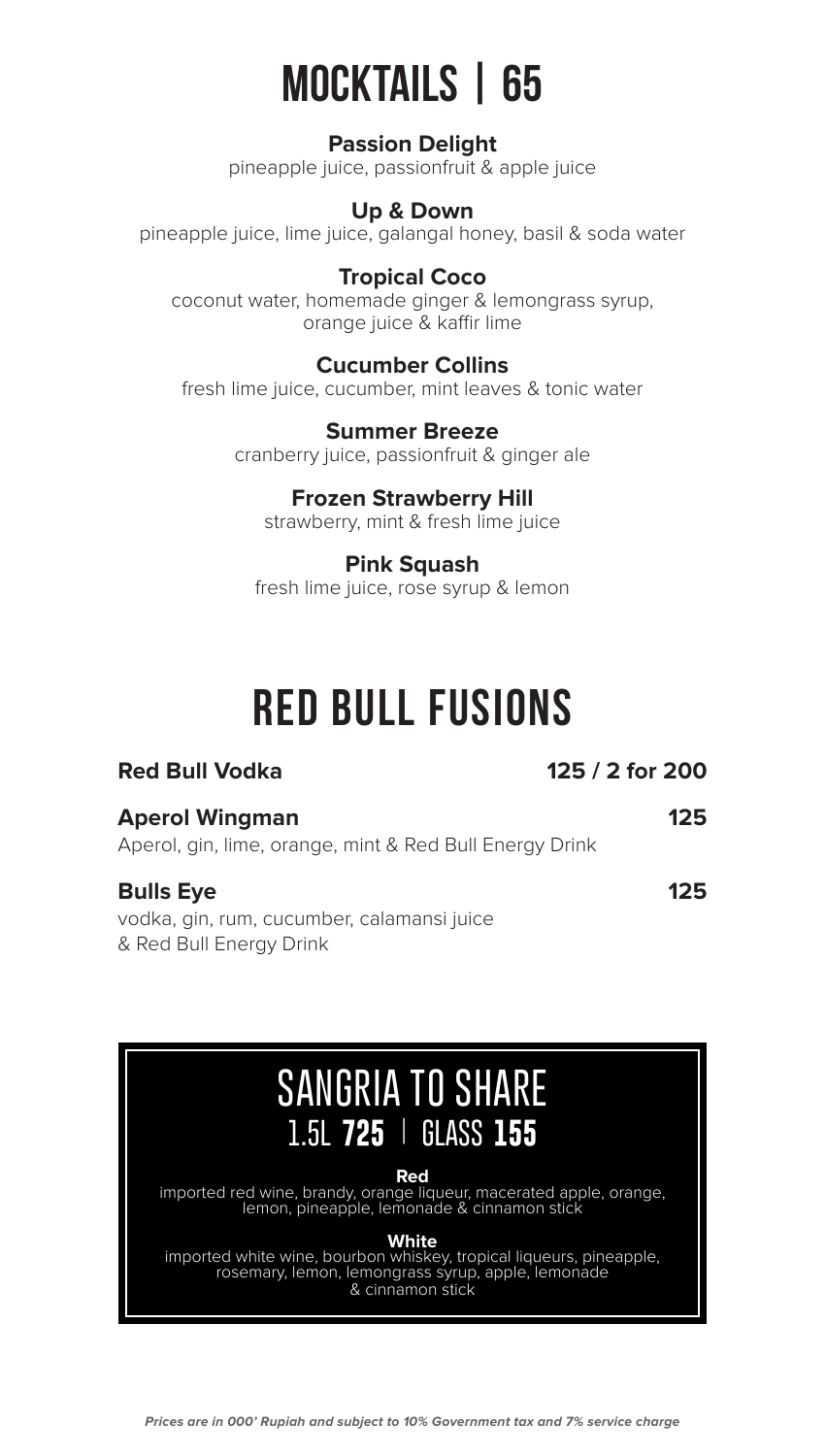# MOCKTAILS | 65

**Passion Delight**
pineapple juice, passionfruit & apple juice

**Up & Down**
pineapple juice, lime juice, galangal honey, basil & soda water

**Tropical Coco**
coconut water, homemade ginger & lemongrass syrup, orange juice & kaffir lime

**Cucumber Collins**
fresh lime juice, cucumber, mint leaves & tonic water

**Summer Breeze**
cranberry juice, passionfruit & ginger ale

**Frozen Strawberry Hill**
strawberry, mint & fresh lime juice

**Pink Squash**
fresh lime juice, rose syrup & lemon

# RED BULL FUSIONS

**Red Bull Vodka** — **125 / 2 for 200**

**Aperol Wingman** — **125**
Aperol, gin, lime, orange, mint & Red Bull Energy Drink

**Bulls Eye** — **125**
vodka, gin, rum, cucumber, calamansi juice & Red Bull Energy Drink

## SANGRIA TO SHARE
### 1.5L **725** | GLASS **155**

**Red**
imported red wine, brandy, orange liqueur, macerated apple, orange, lemon, pineapple, lemonade & cinnamon stick

**White**
imported white wine, bourbon whiskey, tropical liqueurs, pineapple, rosemary, lemon, lemongrass syrup, apple, lemonade & cinnamon stick

***Prices are in 000' Rupiah and subject to 10% Government tax and 7% service charge***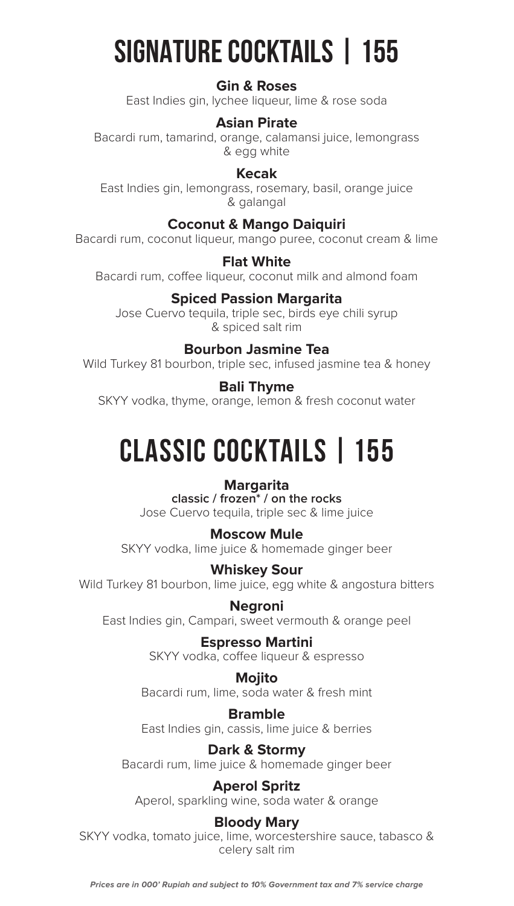# SIGNATURE COCKTAILS | 155

**Gin & Roses**
East Indies gin, lychee liqueur, lime & rose soda

**Asian Pirate**
Bacardi rum, tamarind, orange, calamansi juice, lemongrass & egg white

**Kecak**
East Indies gin, lemongrass, rosemary, basil, orange juice & galangal

**Coconut & Mango Daiquiri**
Bacardi rum, coconut liqueur, mango puree, coconut cream & lime

**Flat White**
Bacardi rum, coffee liqueur, coconut milk and almond foam

**Spiced Passion Margarita**
Jose Cuervo tequila, triple sec, birds eye chili syrup & spiced salt rim

**Bourbon Jasmine Tea**
Wild Turkey 81 bourbon, triple sec, infused jasmine tea & honey

**Bali Thyme**
SKYY vodka, thyme, orange, lemon & fresh coconut water

# CLASSIC COCKTAILS | 155

**Margarita**
**classic / frozen* / on the rocks**
Jose Cuervo tequila, triple sec & lime juice

**Moscow Mule**
SKYY vodka, lime juice & homemade ginger beer

**Whiskey Sour**
Wild Turkey 81 bourbon, lime juice, egg white & angostura bitters

**Negroni**
East Indies gin, Campari, sweet vermouth & orange peel

**Espresso Martini**
SKYY vodka, coffee liqueur & espresso

**Mojito**
Bacardi rum, lime, soda water & fresh mint

**Bramble**
East Indies gin, cassis, lime juice & berries

**Dark & Stormy**
Bacardi rum, lime juice & homemade ginger beer

**Aperol Spritz**
Aperol, sparkling wine, soda water & orange

**Bloody Mary**
SKYY vodka, tomato juice, lime, worcestershire sauce, tabasco & celery salt rim

***Prices are in 000' Rupiah and subject to 10% Government tax and 7% service charge***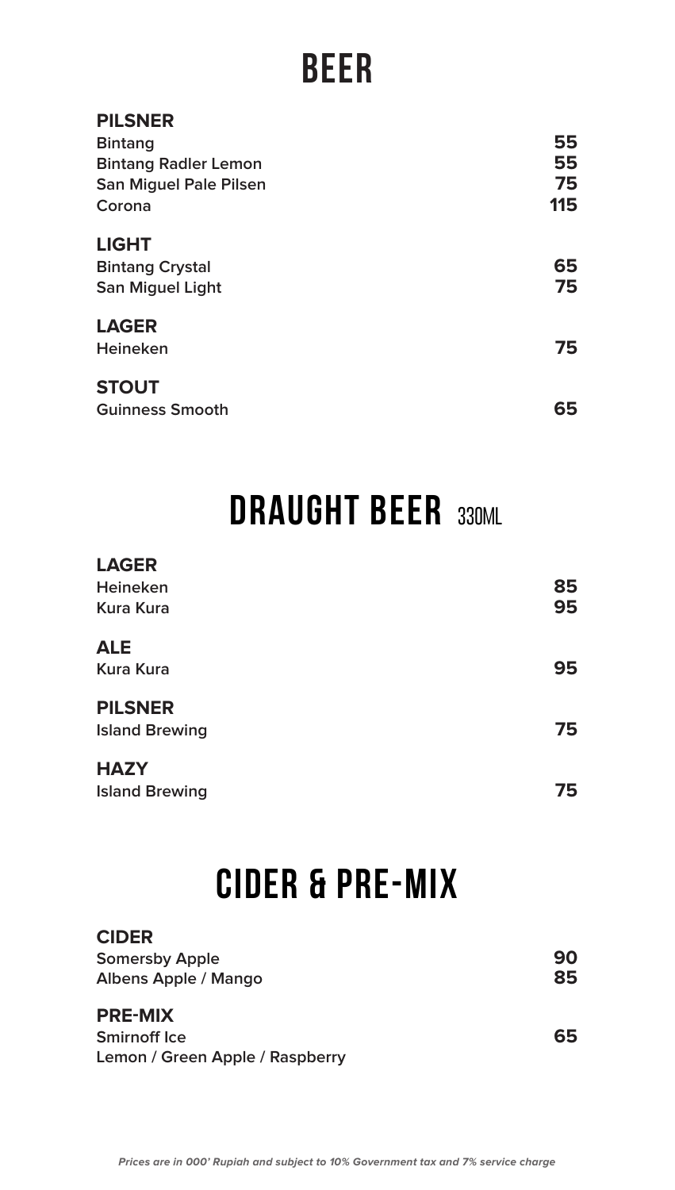# BEER

### PILSNER

| | |
|---|---|
| Bintang | 55 |
| Bintang Radler Lemon | 55 |
| San Miguel Pale Pilsen | 75 |
| Corona | 115 |

### LIGHT

| | |
|---|---|
| Bintang Crystal | 65 |
| San Miguel Light | 75 |

### LAGER

| | |
|---|---|
| Heineken | 75 |

### STOUT

| | |
|---|---|
| Guinness Smooth | 65 |

# DRAUGHT BEER 330ML

### LAGER

| | |
|---|---|
| Heineken | 85 |
| Kura Kura | 95 |

### ALE

| | |
|---|---|
| Kura Kura | 95 |

### PILSNER

| | |
|---|---|
| Island Brewing | 75 |

### HAZY

| | |
|---|---|
| Island Brewing | 75 |

# CIDER & PRE-MIX

### CIDER

| | |
|---|---|
| Somersby Apple | 90 |
| Albens Apple / Mango | 85 |

### PRE-MIX

| | |
|---|---|
| Smirnoff Ice<br>Lemon / Green Apple / Raspberry | 65 |

*Prices are in 000' Rupiah and subject to 10% Government tax and 7% service charge*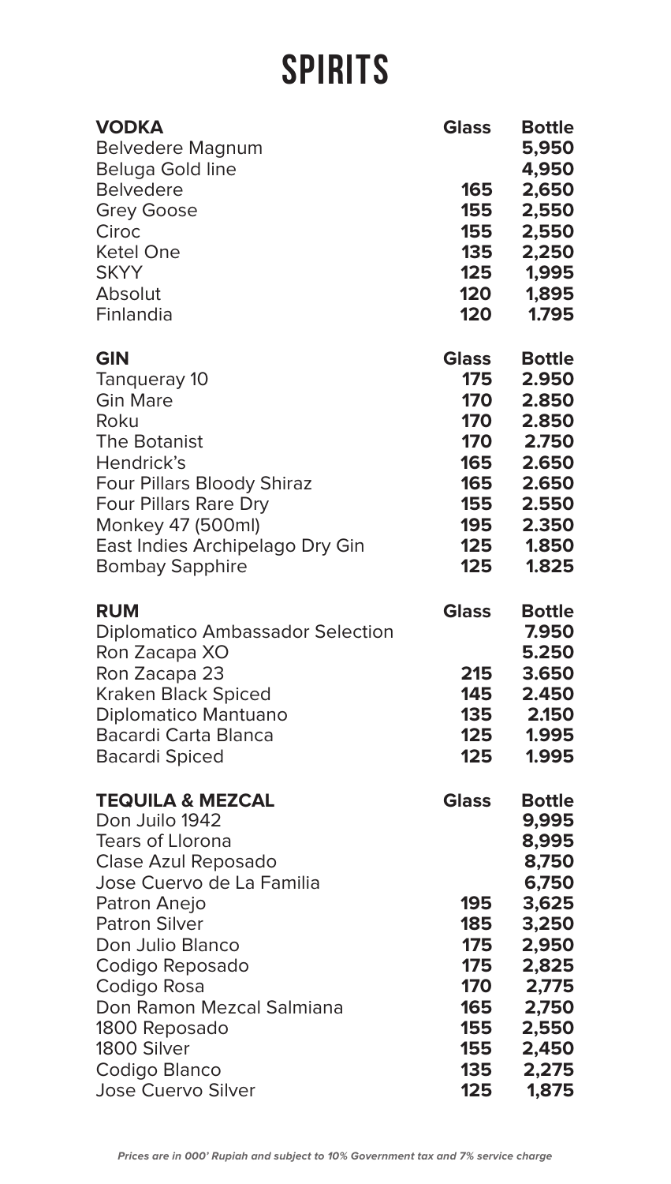# SPIRITS

| VODKA | Glass | Bottle |
|---|---|---|
| Belvedere Magnum | | 5,950 |
| Beluga Gold line | | 4,950 |
| Belvedere | 165 | 2,650 |
| Grey Goose | 155 | 2,550 |
| Ciroc | 155 | 2,550 |
| Ketel One | 135 | 2,250 |
| SKYY | 125 | 1,995 |
| Absolut | 120 | 1,895 |
| Finlandia | 120 | 1.795 |

| GIN | Glass | Bottle |
|---|---|---|
| Tanqueray 10 | 175 | 2.950 |
| Gin Mare | 170 | 2.850 |
| Roku | 170 | 2.850 |
| The Botanist | 170 | 2.750 |
| Hendrick's | 165 | 2.650 |
| Four Pillars Bloody Shiraz | 165 | 2.650 |
| Four Pillars Rare Dry | 155 | 2.550 |
| Monkey 47 (500ml) | 195 | 2.350 |
| East Indies Archipelago Dry Gin | 125 | 1.850 |
| Bombay Sapphire | 125 | 1.825 |

| RUM | Glass | Bottle |
|---|---|---|
| Diplomatico Ambassador Selection | | 7.950 |
| Ron Zacapa XO | | 5.250 |
| Ron Zacapa 23 | 215 | 3.650 |
| Kraken Black Spiced | 145 | 2.450 |
| Diplomatico Mantuano | 135 | 2.150 |
| Bacardi Carta Blanca | 125 | 1.995 |
| Bacardi Spiced | 125 | 1.995 |

| TEQUILA & MEZCAL | Glass | Bottle |
|---|---|---|
| Don Juilo 1942 | | 9,995 |
| Tears of Llorona | | 8,995 |
| Clase Azul Reposado | | 8,750 |
| Jose Cuervo de La Familia | | 6,750 |
| Patron Anejo | 195 | 3,625 |
| Patron Silver | 185 | 3,250 |
| Don Julio Blanco | 175 | 2,950 |
| Codigo Reposado | 175 | 2,825 |
| Codigo Rosa | 170 | 2,775 |
| Don Ramon Mezcal Salmiana | 165 | 2,750 |
| 1800 Reposado | 155 | 2,550 |
| 1800 Silver | 155 | 2,450 |
| Codigo Blanco | 135 | 2,275 |
| Jose Cuervo Silver | 125 | 1,875 |

*Prices are in 000' Rupiah and subject to 10% Government tax and 7% service charge*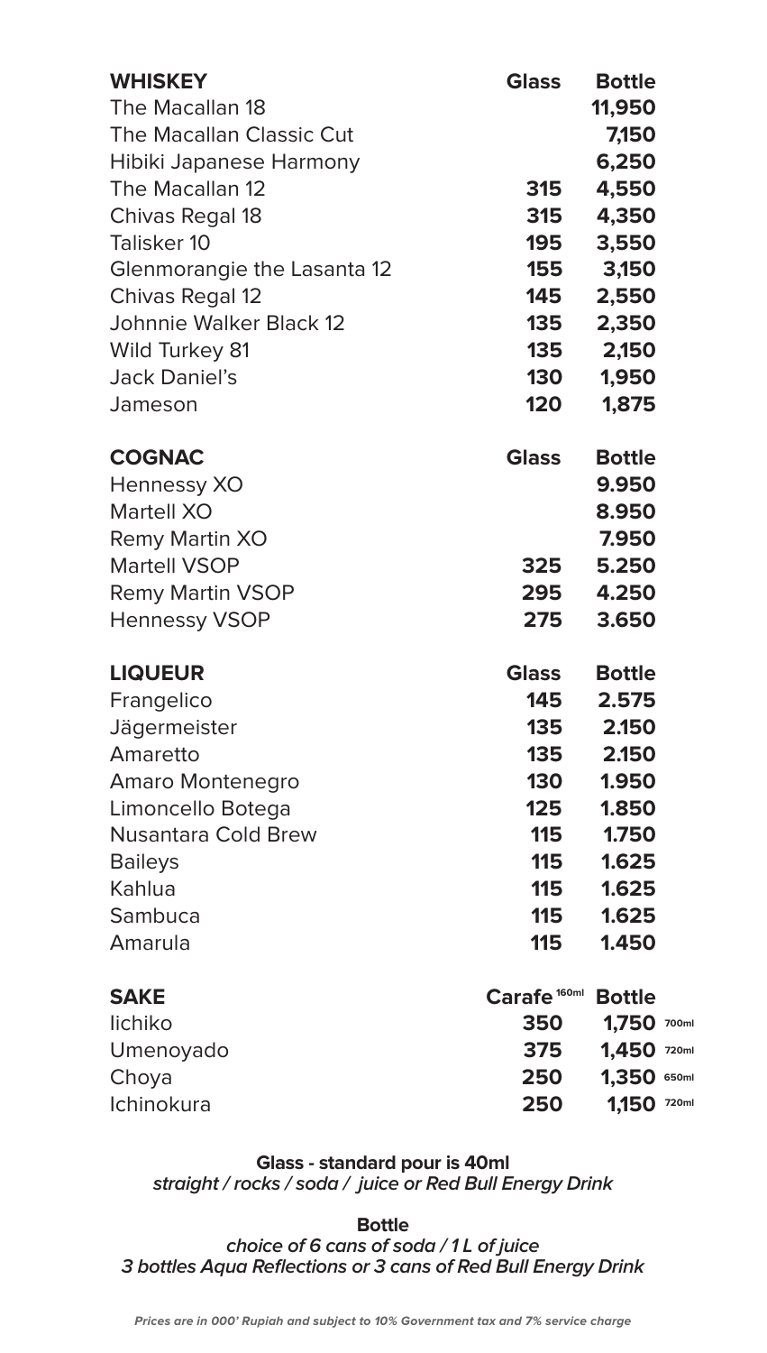| WHISKEY | Glass | Bottle |
|---|---|---|
| The Macallan 18 | | 11,950 |
| The Macallan Classic Cut | | 7,150 |
| Hibiki Japanese Harmony | | 6,250 |
| The Macallan 12 | 315 | 4,550 |
| Chivas Regal 18 | 315 | 4,350 |
| Talisker 10 | 195 | 3,550 |
| Glenmorangie the Lasanta 12 | 155 | 3,150 |
| Chivas Regal 12 | 145 | 2,550 |
| Johnnie Walker Black 12 | 135 | 2,350 |
| Wild Turkey 81 | 135 | 2,150 |
| Jack Daniel's | 130 | 1,950 |
| Jameson | 120 | 1,875 |

| COGNAC | Glass | Bottle |
|---|---|---|
| Hennessy XO | | 9.950 |
| Martell XO | | 8.950 |
| Remy Martin XO | | 7.950 |
| Martell VSOP | 325 | 5.250 |
| Remy Martin VSOP | 295 | 4.250 |
| Hennessy VSOP | 275 | 3.650 |

| LIQUEUR | Glass | Bottle |
|---|---|---|
| Frangelico | 145 | 2.575 |
| Jägermeister | 135 | 2.150 |
| Amaretto | 135 | 2.150 |
| Amaro Montenegro | 130 | 1.950 |
| Limoncello Botega | 125 | 1.850 |
| Nusantara Cold Brew | 115 | 1.750 |
| Baileys | 115 | 1.625 |
| Kahlua | 115 | 1.625 |
| Sambuca | 115 | 1.625 |
| Amarula | 115 | 1.450 |

| SAKE | Carafe 160ml | Bottle |
|---|---|---|
| Iichiko | 350 | 1,750 700ml |
| Umenoyado | 375 | 1,450 720ml |
| Choya | 250 | 1,350 650ml |
| Ichinokura | 250 | 1,150 720ml |

**Glass - standard pour is 40ml**
***straight / rocks / soda / juice or Red Bull Energy Drink***

**Bottle**
***choice of 6 cans of soda / 1 L of juice***
***3 bottles Aqua Reflections or 3 cans of Red Bull Energy Drink***

***Prices are in 000' Rupiah and subject to 10% Government tax and 7% service charge***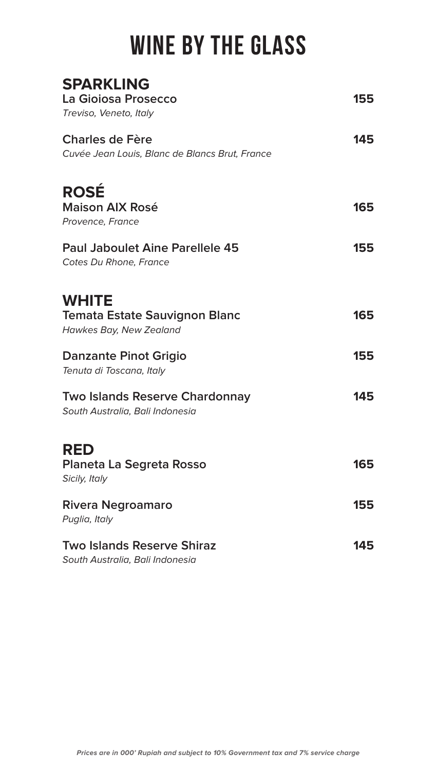# WINE BY THE GLASS

## SPARKLING

**La Gioiosa Prosecco** **155**
*Treviso, Veneto, Italy*

**Charles de Fère** **145**
*Cuvée Jean Louis, Blanc de Blancs Brut, France*

## ROSÉ

**Maison AIX Rosé** **165**
*Provence, France*

**Paul Jaboulet Aine Parellele 45** **155**
*Cotes Du Rhone, France*

## WHITE

**Temata Estate Sauvignon Blanc** **165**
*Hawkes Bay, New Zealand*

**Danzante Pinot Grigio** **155**
*Tenuta di Toscana, Italy*

**Two Islands Reserve Chardonnay** **145**
*South Australia, Bali Indonesia*

## RED

**Planeta La Segreta Rosso** **165**
*Sicily, Italy*

**Rivera Negroamaro** **155**
*Puglia, Italy*

**Two Islands Reserve Shiraz** **145**
*South Australia, Bali Indonesia*

***Prices are in 000' Rupiah and subject to 10% Government tax and 7% service charge***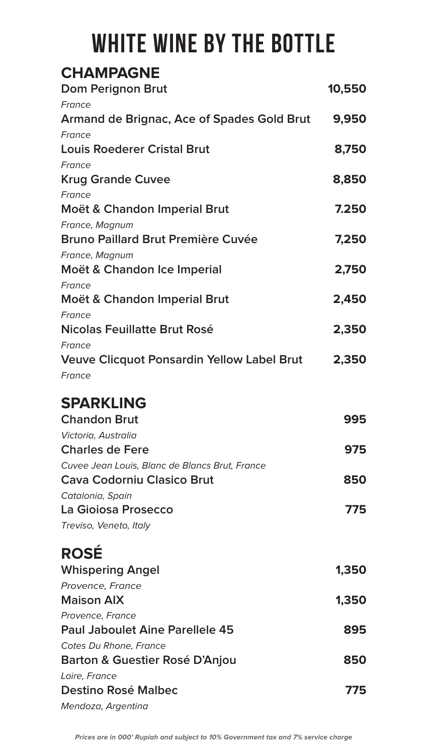# WHITE WINE BY THE BOTTLE

## CHAMPAGNE

**Dom Perignon Brut** **10,550**
*France*

**Armand de Brignac, Ace of Spades Gold Brut** **9,950**
*France*

**Louis Roederer Cristal Brut** **8,750**
*France*

**Krug Grande Cuvee** **8,850**
*France*

**Moët & Chandon Imperial Brut** **7.250**
*France, Magnum*

**Bruno Paillard Brut Première Cuvée** **7,250**
*France, Magnum*

**Moët & Chandon Ice Imperial** **2,750**
*France*

**Moët & Chandon Imperial Brut** **2,450**
*France*

**Nicolas Feuillatte Brut Rosé** **2,350**
*France*

**Veuve Clicquot Ponsardin Yellow Label Brut** **2,350**
*France*

## SPARKLING

**Chandon Brut** **995**
*Victoria, Australia*

**Charles de Fere** **975**
*Cuvee Jean Louis, Blanc de Blancs Brut, France*

**Cava Codorniu Clasico Brut** **850**
*Catalonia, Spain*

**La Gioiosa Prosecco** **775**
*Treviso, Veneto, Italy*

## ROSÉ

**Whispering Angel** **1,350**
*Provence, France*

**Maison AIX** **1,350**
*Provence, France*

**Paul Jaboulet Aine Parellele 45** **895**
*Cotes Du Rhone, France*

**Barton & Guestier Rosé D'Anjou** **850**
*Loire, France*

**Destino Rosé Malbec** **775**
*Mendoza, Argentina*

***Prices are in 000' Rupiah and subject to 10% Government tax and 7% service charge***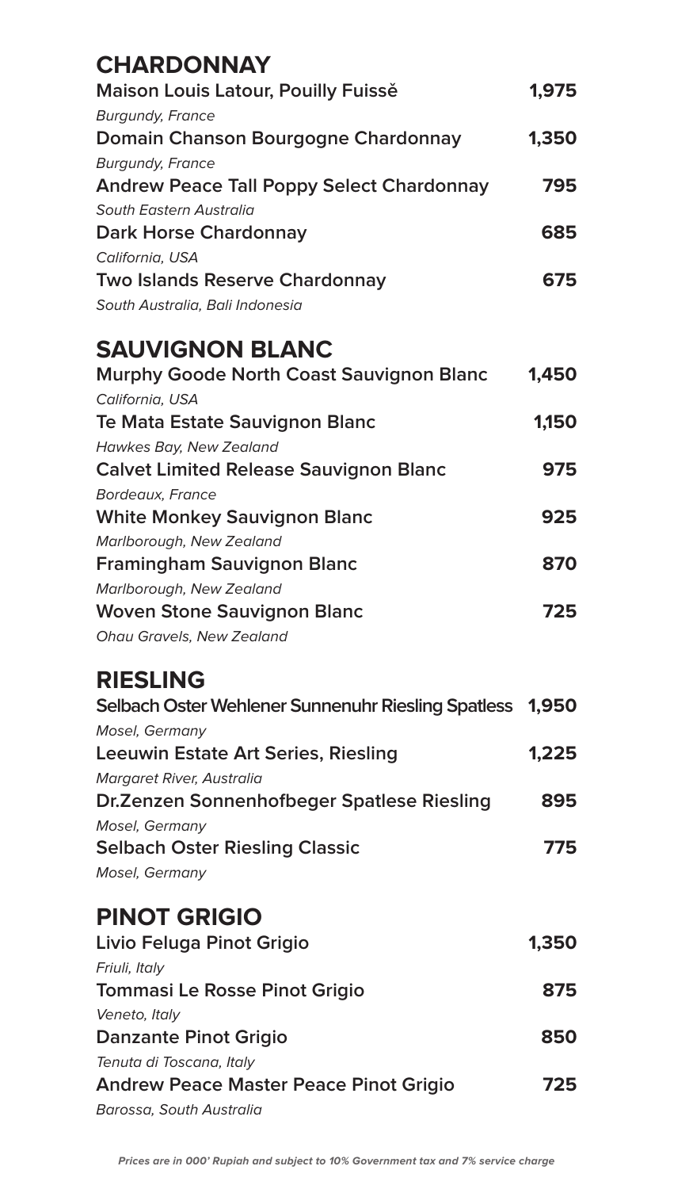## CHARDONNAY

**Maison Louis Latour, Pouilly Fuissě** **1,975**
*Burgundy, France*

**Domain Chanson Bourgogne Chardonnay** **1,350**
*Burgundy, France*

**Andrew Peace Tall Poppy Select Chardonnay** **795**
*South Eastern Australia*

**Dark Horse Chardonnay** **685**
*California, USA*

**Two Islands Reserve Chardonnay** **675**
*South Australia, Bali Indonesia*

## SAUVIGNON BLANC

**Murphy Goode North Coast Sauvignon Blanc** **1,450**
*California, USA*

**Te Mata Estate Sauvignon Blanc** **1,150**
*Hawkes Bay, New Zealand*

**Calvet Limited Release Sauvignon Blanc** **975**
*Bordeaux, France*

**White Monkey Sauvignon Blanc** **925**
*Marlborough, New Zealand*

**Framingham Sauvignon Blanc** **870**
*Marlborough, New Zealand*

**Woven Stone Sauvignon Blanc** **725**
*Ohau Gravels, New Zealand*

## RIESLING

**Selbach Oster Wehlener Sunnenuhr Riesling Spatless** **1,950**
*Mosel, Germany*

**Leeuwin Estate Art Series, Riesling** **1,225**
*Margaret River, Australia*

**Dr.Zenzen Sonnenhofbeger Spatlese Riesling** **895**
*Mosel, Germany*

**Selbach Oster Riesling Classic** **775**
*Mosel, Germany*

## PINOT GRIGIO

**Livio Feluga Pinot Grigio** **1,350**
*Friuli, Italy*

**Tommasi Le Rosse Pinot Grigio** **875**
*Veneto, Italy*

**Danzante Pinot Grigio** **850**
*Tenuta di Toscana, Italy*

**Andrew Peace Master Peace Pinot Grigio** **725**
*Barossa, South Australia*

***Prices are in 000' Rupiah and subject to 10% Government tax and 7% service charge***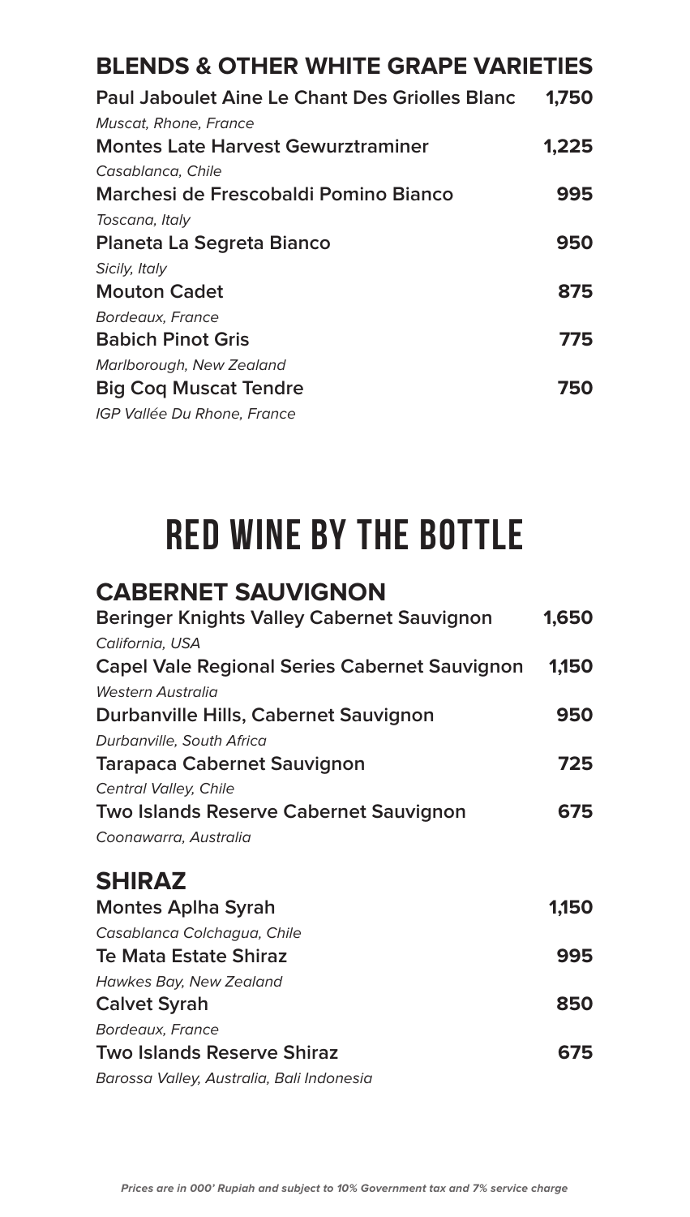## BLENDS & OTHER WHITE GRAPE VARIETIES

**Paul Jaboulet Aine Le Chant Des Griolles Blanc** **1,750**
*Muscat, Rhone, France*

**Montes Late Harvest Gewurztraminer** **1,225**
*Casablanca, Chile*

**Marchesi de Frescobaldi Pomino Bianco** **995**
*Toscana, Italy*

**Planeta La Segreta Bianco** **950**
*Sicily, Italy*

**Mouton Cadet** **875**
*Bordeaux, France*

**Babich Pinot Gris** **775**
*Marlborough, New Zealand*

**Big Coq Muscat Tendre** **750**
*IGP Vallée Du Rhone, France*

# RED WINE BY THE BOTTLE

## CABERNET SAUVIGNON

**Beringer Knights Valley Cabernet Sauvignon** **1,650**
*California, USA*

**Capel Vale Regional Series Cabernet Sauvignon** **1,150**
*Western Australia*

**Durbanville Hills, Cabernet Sauvignon** **950**
*Durbanville, South Africa*

**Tarapaca Cabernet Sauvignon** **725**
*Central Valley, Chile*

**Two Islands Reserve Cabernet Sauvignon** **675**
*Coonawarra, Australia*

## SHIRAZ

**Montes Aplha Syrah** **1,150**
*Casablanca Colchagua, Chile*

**Te Mata Estate Shiraz** **995**
*Hawkes Bay, New Zealand*

**Calvet Syrah** **850**
*Bordeaux, France*

**Two Islands Reserve Shiraz** **675**
*Barossa Valley, Australia, Bali Indonesia*

*Prices are in 000' Rupiah and subject to 10% Government tax and 7% service charge*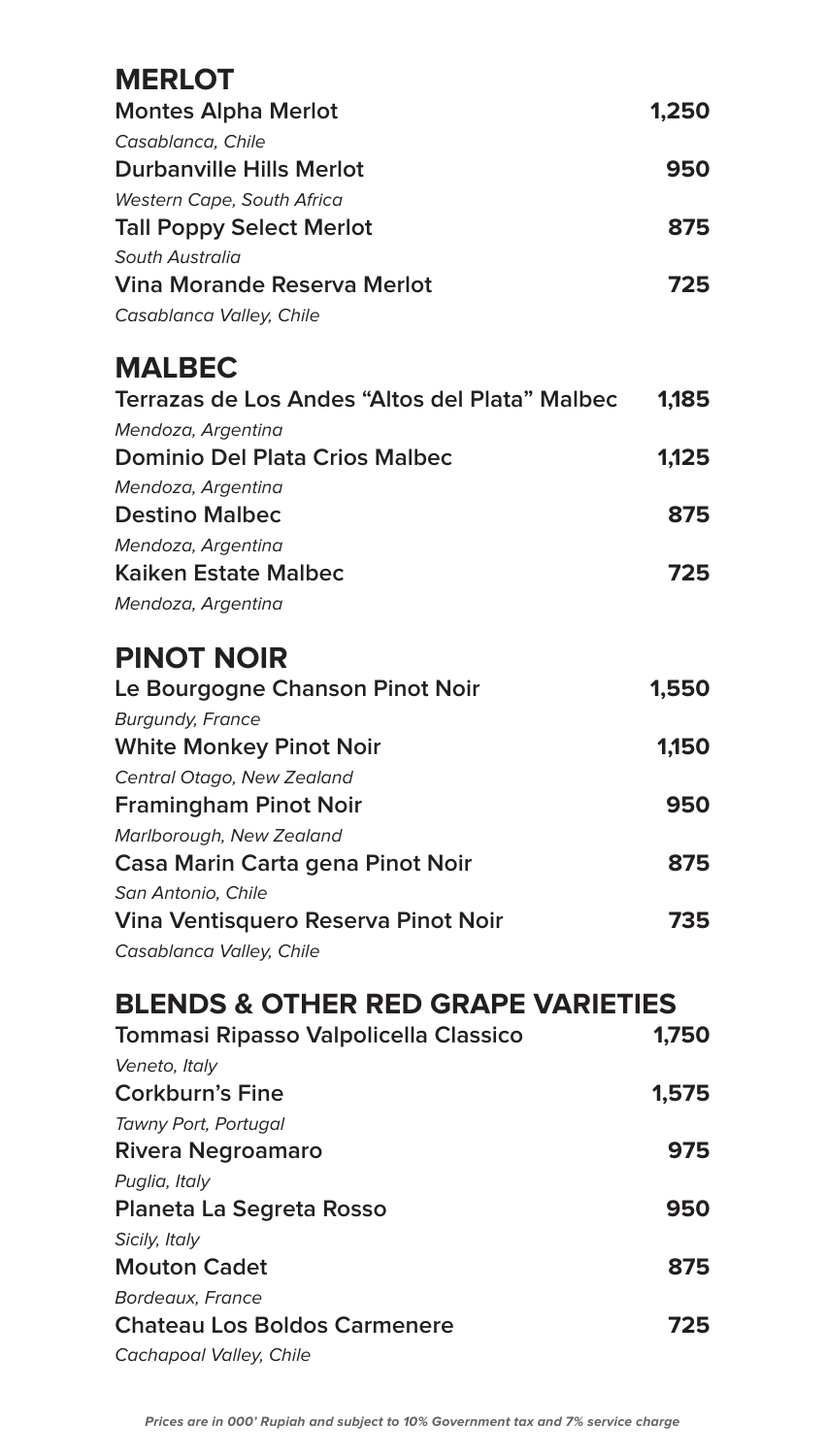## MERLOT

| | |
|---|---|
| **Montes Alpha Merlot**<br>*Casablanca, Chile* | **1,250** |
| **Durbanville Hills Merlot**<br>*Western Cape, South Africa* | **950** |
| **Tall Poppy Select Merlot**<br>*South Australia* | **875** |
| **Vina Morande Reserva Merlot**<br>*Casablanca Valley, Chile* | **725** |

## MALBEC

| | |
|---|---|
| **Terrazas de Los Andes "Altos del Plata" Malbec**<br>*Mendoza, Argentina* | **1,185** |
| **Dominio Del Plata Crios Malbec**<br>*Mendoza, Argentina* | **1,125** |
| **Destino Malbec**<br>*Mendoza, Argentina* | **875** |
| **Kaiken Estate Malbec**<br>*Mendoza, Argentina* | **725** |

## PINOT NOIR

| | |
|---|---|
| **Le Bourgogne Chanson Pinot Noir**<br>*Burgundy, France* | **1,550** |
| **White Monkey Pinot Noir**<br>*Central Otago, New Zealand* | **1,150** |
| **Framingham Pinot Noir**<br>*Marlborough, New Zealand* | **950** |
| **Casa Marin Carta gena Pinot Noir**<br>*San Antonio, Chile* | **875** |
| **Vina Ventisquero Reserva Pinot Noir**<br>*Casablanca Valley, Chile* | **735** |

## BLENDS & OTHER RED GRAPE VARIETIES

| | |
|---|---|
| **Tommasi Ripasso Valpolicella Classico**<br>*Veneto, Italy* | **1,750** |
| **Corkburn's Fine**<br>*Tawny Port, Portugal* | **1,575** |
| **Rivera Negroamaro**<br>*Puglia, Italy* | **975** |
| **Planeta La Segreta Rosso**<br>*Sicily, Italy* | **950** |
| **Mouton Cadet**<br>*Bordeaux, France* | **875** |
| **Chateau Los Boldos Carmenere**<br>*Cachapoal Valley, Chile* | **725** |

***Prices are in 000' Rupiah and subject to 10% Government tax and 7% service charge***